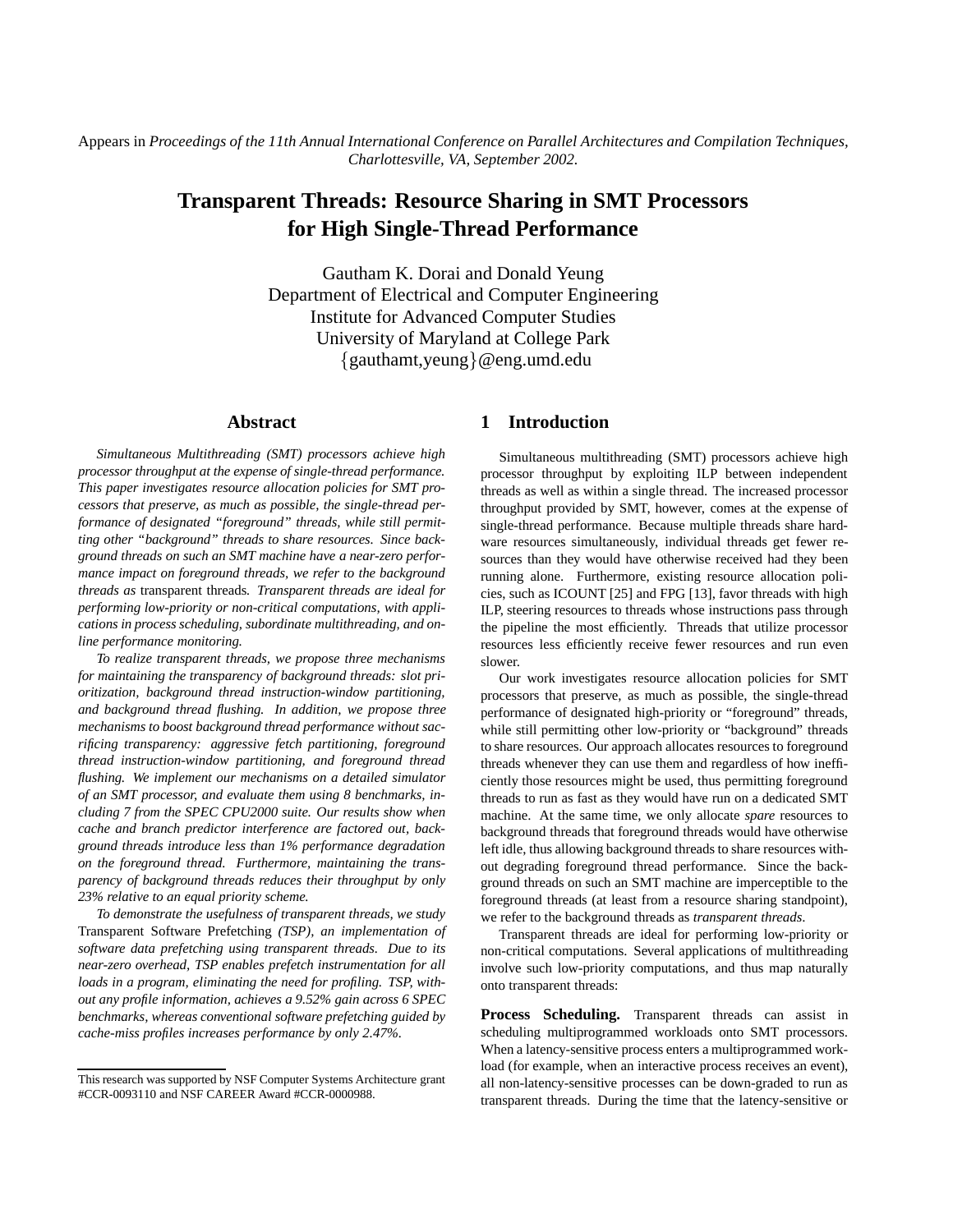Appears in *Proceedings of the 11th Annual International Conference on Parallel Architectures and Compilation Techniques, Charlottesville, VA, September 2002.*

# Transparent Threads: Resource Sharing in SMT Processors for High Single-Thread Performance

Gautham K. Dorai and Donald Yeung
Department of Electrical and Computer Engineering
Institute for Advanced Computer Studies
University of Maryland at College Park
{gauthamt,yeung}@eng.umd.edu

## Abstract

*Simultaneous Multithreading (SMT) processors achieve high processor throughput at the expense of single-thread performance. This paper investigates resource allocation policies for SMT processors that preserve, as much as possible, the single-thread performance of designated "foreground" threads, while still permitting other "background" threads to share resources. Since background threads on such an SMT machine have a near-zero performance impact on foreground threads, we refer to the background threads as* transparent threads*. Transparent threads are ideal for performing low-priority or non-critical computations, with applications in process scheduling, subordinate multithreading, and online performance monitoring.*

*To realize transparent threads, we propose three mechanisms for maintaining the transparency of background threads: slot prioritization, background thread instruction-window partitioning, and background thread flushing. In addition, we propose three mechanisms to boost background thread performance without sacrificing transparency: aggressive fetch partitioning, foreground thread instruction-window partitioning, and foreground thread flushing. We implement our mechanisms on a detailed simulator of an SMT processor, and evaluate them using 8 benchmarks, including 7 from the SPEC CPU2000 suite. Our results show when cache and branch predictor interference are factored out, background threads introduce less than 1% performance degradation on the foreground thread. Furthermore, maintaining the transparency of background threads reduces their throughput by only 23% relative to an equal priority scheme.*

*To demonstrate the usefulness of transparent threads, we study* Transparent Software Prefetching *(TSP), an implementation of software data prefetching using transparent threads. Due to its near-zero overhead, TSP enables prefetch instrumentation for all loads in a program, eliminating the need for profiling. TSP, without any profile information, achieves a 9.52% gain across 6 SPEC benchmarks, whereas conventional software prefetching guided by cache-miss profiles increases performance by only 2.47%.*

This research was supported by NSF Computer Systems Architecture grant #CCR-0093110 and NSF CAREER Award #CCR-0000988.

## 1 Introduction

Simultaneous multithreading (SMT) processors achieve high processor throughput by exploiting ILP between independent threads as well as within a single thread. The increased processor throughput provided by SMT, however, comes at the expense of single-thread performance. Because multiple threads share hardware resources simultaneously, individual threads get fewer resources than they would have otherwise received had they been running alone. Furthermore, existing resource allocation policies, such as ICOUNT [25] and FPG [13], favor threads with high ILP, steering resources to threads whose instructions pass through the pipeline the most efficiently. Threads that utilize processor resources less efficiently receive fewer resources and run even slower.

Our work investigates resource allocation policies for SMT processors that preserve, as much as possible, the single-thread performance of designated high-priority or "foreground" threads, while still permitting other low-priority or "background" threads to share resources. Our approach allocates resources to foreground threads whenever they can use them and regardless of how inefficiently those resources might be used, thus permitting foreground threads to run as fast as they would have run on a dedicated SMT machine. At the same time, we only allocate *spare* resources to background threads that foreground threads would have otherwise left idle, thus allowing background threads to share resources without degrading foreground thread performance. Since the background threads on such an SMT machine are imperceptible to the foreground threads (at least from a resource sharing standpoint), we refer to the background threads as *transparent threads*.

Transparent threads are ideal for performing low-priority or non-critical computations. Several applications of multithreading involve such low-priority computations, and thus map naturally onto transparent threads:

**Process Scheduling.** Transparent threads can assist in scheduling multiprogrammed workloads onto SMT processors. When a latency-sensitive process enters a multiprogrammed workload (for example, when an interactive process receives an event), all non-latency-sensitive processes can be down-graded to run as transparent threads. During the time that the latency-sensitive or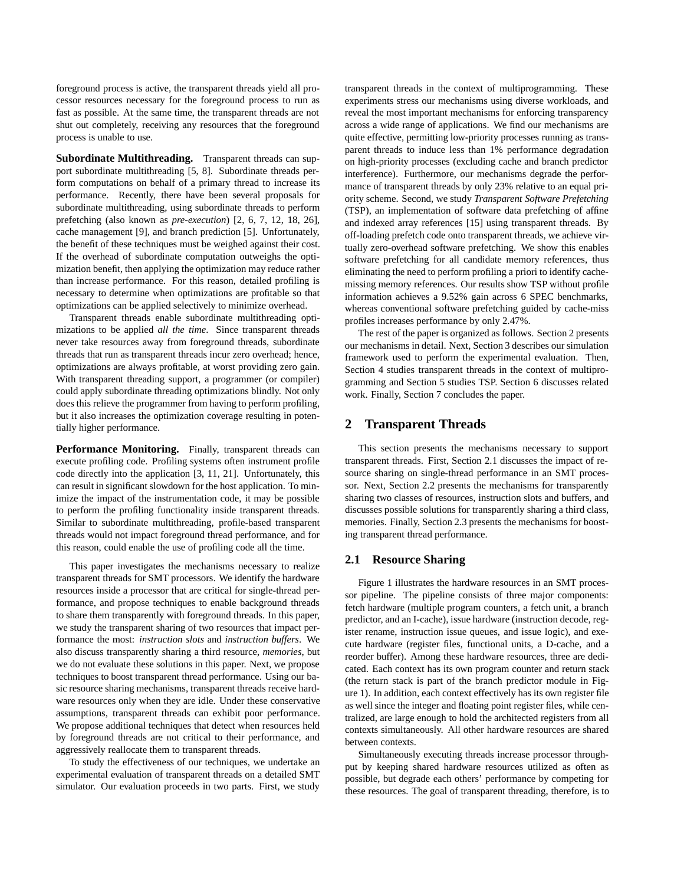foreground process is active, the transparent threads yield all processor resources necessary for the foreground process to run as fast as possible. At the same time, the transparent threads are not shut out completely, receiving any resources that the foreground process is unable to use.

**Subordinate Multithreading.** Transparent threads can support subordinate multithreading [5, 8]. Subordinate threads perform computations on behalf of a primary thread to increase its performance. Recently, there have been several proposals for subordinate multithreading, using subordinate threads to perform prefetching (also known as *pre-execution*) [2, 6, 7, 12, 18, 26], cache management [9], and branch prediction [5]. Unfortunately, the benefit of these techniques must be weighed against their cost. If the overhead of subordinate computation outweighs the optimization benefit, then applying the optimization may reduce rather than increase performance. For this reason, detailed profiling is necessary to determine when optimizations are profitable so that optimizations can be applied selectively to minimize overhead.

Transparent threads enable subordinate multithreading optimizations to be applied *all the time*. Since transparent threads never take resources away from foreground threads, subordinate threads that run as transparent threads incur zero overhead; hence, optimizations are always profitable, at worst providing zero gain. With transparent threading support, a programmer (or compiler) could apply subordinate threading optimizations blindly. Not only does this relieve the programmer from having to perform profiling, but it also increases the optimization coverage resulting in potentially higher performance.

**Performance Monitoring.** Finally, transparent threads can execute profiling code. Profiling systems often instrument profile code directly into the application [3, 11, 21]. Unfortunately, this can result in significant slowdown for the host application. To minimize the impact of the instrumentation code, it may be possible to perform the profiling functionality inside transparent threads. Similar to subordinate multithreading, profile-based transparent threads would not impact foreground thread performance, and for this reason, could enable the use of profiling code all the time.

This paper investigates the mechanisms necessary to realize transparent threads for SMT processors. We identify the hardware resources inside a processor that are critical for single-thread performance, and propose techniques to enable background threads to share them transparently with foreground threads. In this paper, we study the transparent sharing of two resources that impact performance the most: *instruction slots* and *instruction buffers*. We also discuss transparently sharing a third resource, *memories*, but we do not evaluate these solutions in this paper. Next, we propose techniques to boost transparent thread performance. Using our basic resource sharing mechanisms, transparent threads receive hardware resources only when they are idle. Under these conservative assumptions, transparent threads can exhibit poor performance. We propose additional techniques that detect when resources held by foreground threads are not critical to their performance, and aggressively reallocate them to transparent threads.

To study the effectiveness of our techniques, we undertake an experimental evaluation of transparent threads on a detailed SMT simulator. Our evaluation proceeds in two parts. First, we study transparent threads in the context of multiprogramming. These experiments stress our mechanisms using diverse workloads, and reveal the most important mechanisms for enforcing transparency across a wide range of applications. We find our mechanisms are quite effective, permitting low-priority processes running as transparent threads to induce less than 1% performance degradation on high-priority processes (excluding cache and branch predictor interference). Furthermore, our mechanisms degrade the performance of transparent threads by only 23% relative to an equal priority scheme. Second, we study *Transparent Software Prefetching* (TSP), an implementation of software data prefetching of affine and indexed array references [15] using transparent threads. By off-loading prefetch code onto transparent threads, we achieve virtually zero-overhead software prefetching. We show this enables software prefetching for all candidate memory references, thus eliminating the need to perform profiling a priori to identify cache-missing memory references. Our results show TSP without profile information achieves a 9.52% gain across 6 SPEC benchmarks, whereas conventional software prefetching guided by cache-miss profiles increases performance by only 2.47%.

The rest of the paper is organized as follows. Section 2 presents our mechanisms in detail. Next, Section 3 describes our simulation framework used to perform the experimental evaluation. Then, Section 4 studies transparent threads in the context of multiprogramming and Section 5 studies TSP. Section 6 discusses related work. Finally, Section 7 concludes the paper.

## 2 Transparent Threads

This section presents the mechanisms necessary to support transparent threads. First, Section 2.1 discusses the impact of resource sharing on single-thread performance in an SMT processor. Next, Section 2.2 presents the mechanisms for transparently sharing two classes of resources, instruction slots and buffers, and discusses possible solutions for transparently sharing a third class, memories. Finally, Section 2.3 presents the mechanisms for boosting transparent thread performance.

### 2.1 Resource Sharing

Figure 1 illustrates the hardware resources in an SMT processor pipeline. The pipeline consists of three major components: fetch hardware (multiple program counters, a fetch unit, a branch predictor, and an I-cache), issue hardware (instruction decode, register rename, instruction issue queues, and issue logic), and execute hardware (register files, functional units, a D-cache, and a reorder buffer). Among these hardware resources, three are dedicated. Each context has its own program counter and return stack (the return stack is part of the branch predictor module in Figure 1). In addition, each context effectively has its own register file as well since the integer and floating point register files, while centralized, are large enough to hold the architected registers from all contexts simultaneously. All other hardware resources are shared between contexts.

Simultaneously executing threads increase processor throughput by keeping shared hardware resources utilized as often as possible, but degrade each others' performance by competing for these resources. The goal of transparent threading, therefore, is to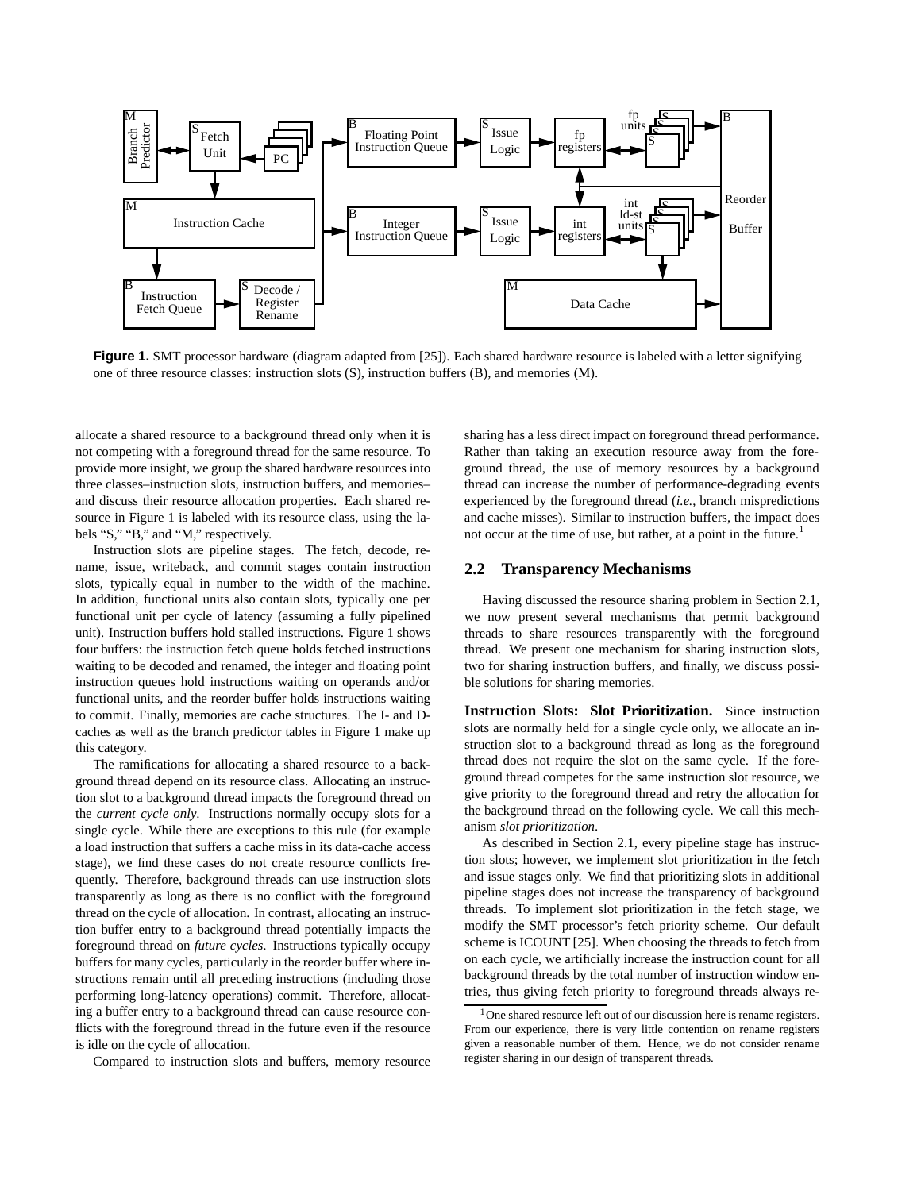**Figure 1.** SMT processor hardware (diagram adapted from [25]). Each shared hardware resource is labeled with a letter signifying one of three resource classes: instruction slots (S), instruction buffers (B), and memories (M).

allocate a shared resource to a background thread only when it is not competing with a foreground thread for the same resource. To provide more insight, we group the shared hardware resources into three classes–instruction slots, instruction buffers, and memories–and discuss their resource allocation properties. Each shared resource in Figure 1 is labeled with its resource class, using the labels "S," "B," and "M," respectively.

Instruction slots are pipeline stages. The fetch, decode, rename, issue, writeback, and commit stages contain instruction slots, typically equal in number to the width of the machine. In addition, functional units also contain slots, typically one per functional unit per cycle of latency (assuming a fully pipelined unit). Instruction buffers hold stalled instructions. Figure 1 shows four buffers: the instruction fetch queue holds fetched instructions waiting to be decoded and renamed, the integer and floating point instruction queues hold instructions waiting on operands and/or functional units, and the reorder buffer holds instructions waiting to commit. Finally, memories are cache structures. The I- and D-caches as well as the branch predictor tables in Figure 1 make up this category.

The ramifications for allocating a shared resource to a background thread depend on its resource class. Allocating an instruction slot to a background thread impacts the foreground thread on the *current cycle only*. Instructions normally occupy slots for a single cycle. While there are exceptions to this rule (for example a load instruction that suffers a cache miss in its data-cache access stage), we find these cases do not create resource conflicts frequently. Therefore, background threads can use instruction slots transparently as long as there is no conflict with the foreground thread on the cycle of allocation. In contrast, allocating an instruction buffer entry to a background thread potentially impacts the foreground thread on *future cycles*. Instructions typically occupy buffers for many cycles, particularly in the reorder buffer where instructions remain until all preceding instructions (including those performing long-latency operations) commit. Therefore, allocating a buffer entry to a background thread can cause resource conflicts with the foreground thread in the future even if the resource is idle on the cycle of allocation.

Compared to instruction slots and buffers, memory resource sharing has a less direct impact on foreground thread performance. Rather than taking an execution resource away from the foreground thread, the use of memory resources by a background thread can increase the number of performance-degrading events experienced by the foreground thread (*i.e.*, branch mispredictions and cache misses). Similar to instruction buffers, the impact does not occur at the time of use, but rather, at a point in the future.[1]

## 2.2 Transparency Mechanisms

Having discussed the resource sharing problem in Section 2.1, we now present several mechanisms that permit background threads to share resources transparently with the foreground thread. We present one mechanism for sharing instruction slots, two for sharing instruction buffers, and finally, we discuss possible solutions for sharing memories.

**Instruction Slots: Slot Prioritization.** Since instruction slots are normally held for a single cycle only, we allocate an instruction slot to a background thread as long as the foreground thread does not require the slot on the same cycle. If the foreground thread competes for the same instruction slot resource, we give priority to the foreground thread and retry the allocation for the background thread on the following cycle. We call this mechanism *slot prioritization*.

As described in Section 2.1, every pipeline stage has instruction slots; however, we implement slot prioritization in the fetch and issue stages only. We find that prioritizing slots in additional pipeline stages does not increase the transparency of background threads. To implement slot prioritization in the fetch stage, we modify the SMT processor's fetch priority scheme. Our default scheme is ICOUNT [25]. When choosing the threads to fetch from on each cycle, we artificially increase the instruction count for all background threads by the total number of instruction window entries, thus giving fetch priority to foreground threads always re-

[1] One shared resource left out of our discussion here is rename registers. From our experience, there is very little contention on rename registers given a reasonable number of them. Hence, we do not consider rename register sharing in our design of transparent threads.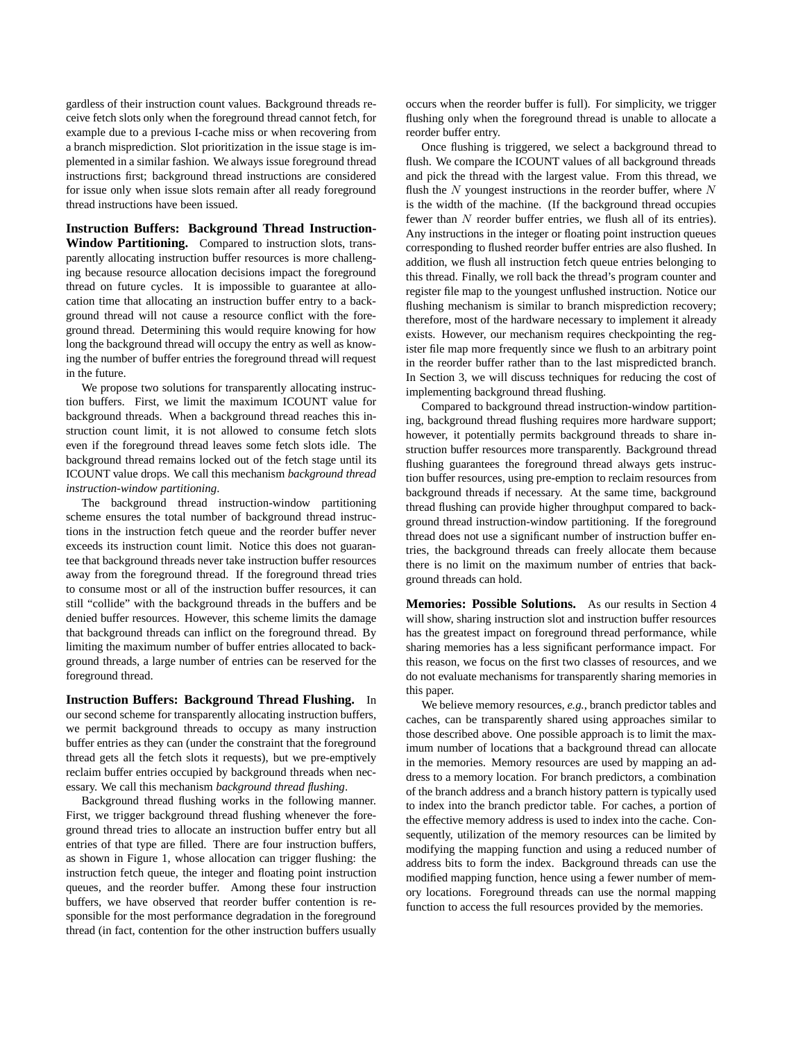gardless of their instruction count values. Background threads receive fetch slots only when the foreground thread cannot fetch, for example due to a previous I-cache miss or when recovering from a branch misprediction. Slot prioritization in the issue stage is implemented in a similar fashion. We always issue foreground thread instructions first; background thread instructions are considered for issue only when issue slots remain after all ready foreground thread instructions have been issued.

**Instruction Buffers: Background Thread Instruction-Window Partitioning.** Compared to instruction slots, transparently allocating instruction buffer resources is more challenging because resource allocation decisions impact the foreground thread on future cycles. It is impossible to guarantee at allocation time that allocating an instruction buffer entry to a background thread will not cause a resource conflict with the foreground thread. Determining this would require knowing for how long the background thread will occupy the entry as well as knowing the number of buffer entries the foreground thread will request in the future.

We propose two solutions for transparently allocating instruction buffers. First, we limit the maximum ICOUNT value for background threads. When a background thread reaches this instruction count limit, it is not allowed to consume fetch slots even if the foreground thread leaves some fetch slots idle. The background thread remains locked out of the fetch stage until its ICOUNT value drops. We call this mechanism *background thread instruction-window partitioning*.

The background thread instruction-window partitioning scheme ensures the total number of background thread instructions in the instruction fetch queue and the reorder buffer never exceeds its instruction count limit. Notice this does not guarantee that background threads never take instruction buffer resources away from the foreground thread. If the foreground thread tries to consume most or all of the instruction buffer resources, it can still "collide" with the background threads in the buffers and be denied buffer resources. However, this scheme limits the damage that background threads can inflict on the foreground thread. By limiting the maximum number of buffer entries allocated to background threads, a large number of entries can be reserved for the foreground thread.

**Instruction Buffers: Background Thread Flushing.** In our second scheme for transparently allocating instruction buffers, we permit background threads to occupy as many instruction buffer entries as they can (under the constraint that the foreground thread gets all the fetch slots it requests), but we pre-emptively reclaim buffer entries occupied by background threads when necessary. We call this mechanism *background thread flushing*.

Background thread flushing works in the following manner. First, we trigger background thread flushing whenever the foreground thread tries to allocate an instruction buffer entry but all entries of that type are filled. There are four instruction buffers, as shown in Figure 1, whose allocation can trigger flushing: the instruction fetch queue, the integer and floating point instruction queues, and the reorder buffer. Among these four instruction buffers, we have observed that reorder buffer contention is responsible for the most performance degradation in the foreground thread (in fact, contention for the other instruction buffers usually occurs when the reorder buffer is full). For simplicity, we trigger flushing only when the foreground thread is unable to allocate a reorder buffer entry.

Once flushing is triggered, we select a background thread to flush. We compare the ICOUNT values of all background threads and pick the thread with the largest value. From this thread, we flush the $N$ youngest instructions in the reorder buffer, where $N$ is the width of the machine. (If the background thread occupies fewer than $N$ reorder buffer entries, we flush all of its entries). Any instructions in the integer or floating point instruction queues corresponding to flushed reorder buffer entries are also flushed. In addition, we flush all instruction fetch queue entries belonging to this thread. Finally, we roll back the thread's program counter and register file map to the youngest unflushed instruction. Notice our flushing mechanism is similar to branch misprediction recovery; therefore, most of the hardware necessary to implement it already exists. However, our mechanism requires checkpointing the register file map more frequently since we flush to an arbitrary point in the reorder buffer rather than to the last mispredicted branch. In Section 3, we will discuss techniques for reducing the cost of implementing background thread flushing.

Compared to background thread instruction-window partitioning, background thread flushing requires more hardware support; however, it potentially permits background threads to share instruction buffer resources more transparently. Background thread flushing guarantees the foreground thread always gets instruction buffer resources, using pre-emption to reclaim resources from background threads if necessary. At the same time, background thread flushing can provide higher throughput compared to background thread instruction-window partitioning. If the foreground thread does not use a significant number of instruction buffer entries, the background threads can freely allocate them because there is no limit on the maximum number of entries that background threads can hold.

**Memories: Possible Solutions.** As our results in Section 4 will show, sharing instruction slot and instruction buffer resources has the greatest impact on foreground thread performance, while sharing memories has a less significant performance impact. For this reason, we focus on the first two classes of resources, and we do not evaluate mechanisms for transparently sharing memories in this paper.

We believe memory resources, *e.g.*, branch predictor tables and caches, can be transparently shared using approaches similar to those described above. One possible approach is to limit the maximum number of locations that a background thread can allocate in the memories. Memory resources are used by mapping an address to a memory location. For branch predictors, a combination of the branch address and a branch history pattern is typically used to index into the branch predictor table. For caches, a portion of the effective memory address is used to index into the cache. Consequently, utilization of the memory resources can be limited by modifying the mapping function and using a reduced number of address bits to form the index. Background threads can use the modified mapping function, hence using a fewer number of memory locations. Foreground threads can use the normal mapping function to access the full resources provided by the memories.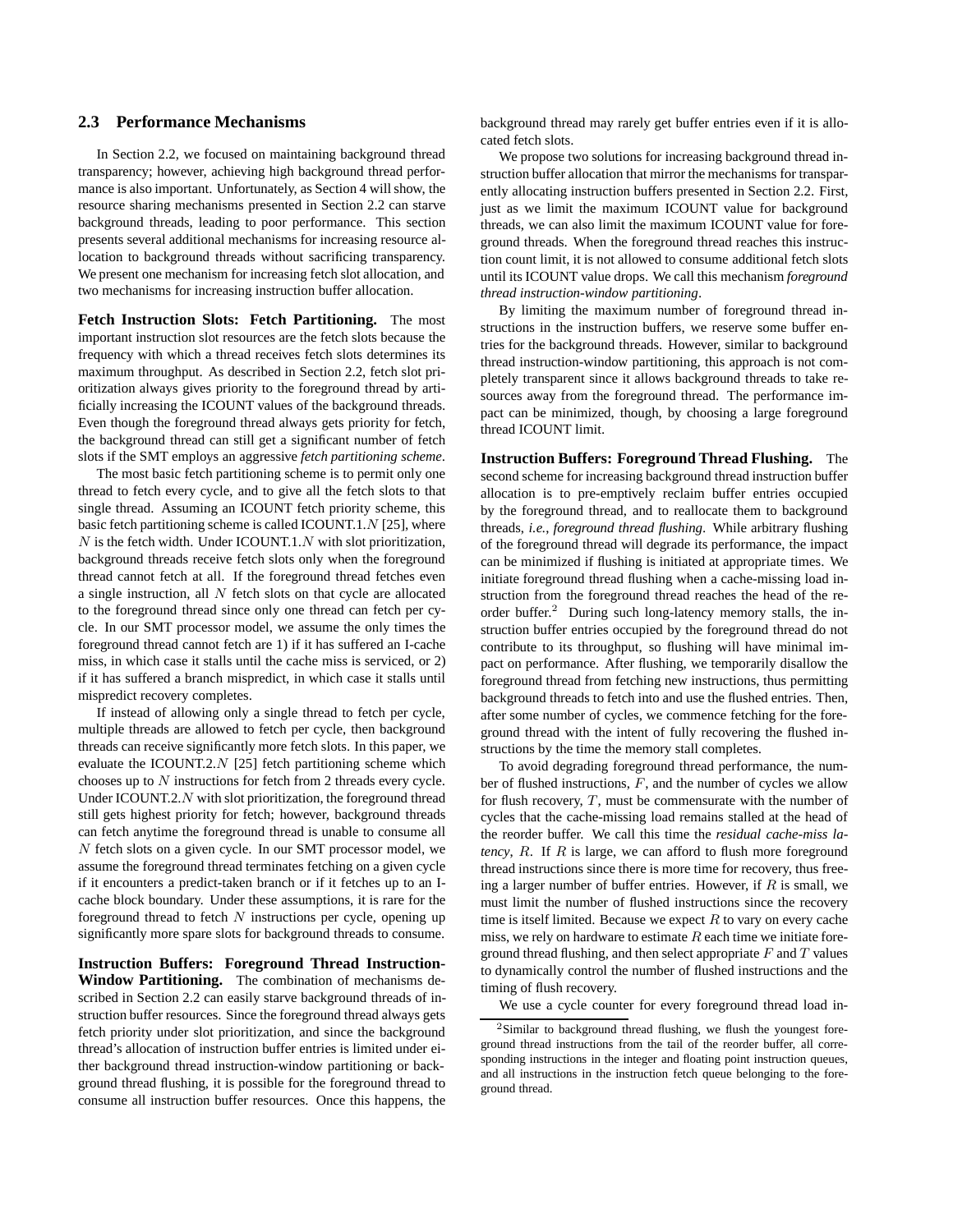## 2.3 Performance Mechanisms

In Section 2.2, we focused on maintaining background thread transparency; however, achieving high background thread performance is also important. Unfortunately, as Section 4 will show, the resource sharing mechanisms presented in Section 2.2 can starve background threads, leading to poor performance. This section presents several additional mechanisms for increasing resource allocation to background threads without sacrificing transparency. We present one mechanism for increasing fetch slot allocation, and two mechanisms for increasing instruction buffer allocation.

**Fetch Instruction Slots: Fetch Partitioning.** The most important instruction slot resources are the fetch slots because the frequency with which a thread receives fetch slots determines its maximum throughput. As described in Section 2.2, fetch slot prioritization always gives priority to the foreground thread by artificially increasing the ICOUNT values of the background threads. Even though the foreground thread always gets priority for fetch, the background thread can still get a significant number of fetch slots if the SMT employs an aggressive *fetch partitioning scheme*.

The most basic fetch partitioning scheme is to permit only one thread to fetch every cycle, and to give all the fetch slots to that single thread. Assuming an ICOUNT fetch priority scheme, this basic fetch partitioning scheme is called ICOUNT.1.$N$ [25], where $N$ is the fetch width. Under ICOUNT.1.$N$ with slot prioritization, background threads receive fetch slots only when the foreground thread cannot fetch at all. If the foreground thread fetches even a single instruction, all $N$ fetch slots on that cycle are allocated to the foreground thread since only one thread can fetch per cycle. In our SMT processor model, we assume the only times the foreground thread cannot fetch are 1) if it has suffered an I-cache miss, in which case it stalls until the cache miss is serviced, or 2) if it has suffered a branch mispredict, in which case it stalls until mispredict recovery completes.

If instead of allowing only a single thread to fetch per cycle, multiple threads are allowed to fetch per cycle, then background threads can receive significantly more fetch slots. In this paper, we evaluate the ICOUNT.2.$N$ [25] fetch partitioning scheme which chooses up to $N$ instructions for fetch from 2 threads every cycle. Under ICOUNT.2.$N$ with slot prioritization, the foreground thread still gets highest priority for fetch; however, background threads can fetch anytime the foreground thread is unable to consume all $N$ fetch slots on a given cycle. In our SMT processor model, we assume the foreground thread terminates fetching on a given cycle if it encounters a predict-taken branch or if it fetches up to an I-cache block boundary. Under these assumptions, it is rare for the foreground thread to fetch $N$ instructions per cycle, opening up significantly more spare slots for background threads to consume.

**Instruction Buffers: Foreground Thread Instruction-Window Partitioning.** The combination of mechanisms described in Section 2.2 can easily starve background threads of instruction buffer resources. Since the foreground thread always gets fetch priority under slot prioritization, and since the background thread's allocation of instruction buffer entries is limited under either background thread instruction-window partitioning or background thread flushing, it is possible for the foreground thread to consume all instruction buffer resources. Once this happens, the background thread may rarely get buffer entries even if it is allocated fetch slots.

We propose two solutions for increasing background thread instruction buffer allocation that mirror the mechanisms for transparently allocating instruction buffers presented in Section 2.2. First, just as we limit the maximum ICOUNT value for background threads, we can also limit the maximum ICOUNT value for foreground threads. When the foreground thread reaches this instruction count limit, it is not allowed to consume additional fetch slots until its ICOUNT value drops. We call this mechanism *foreground thread instruction-window partitioning*.

By limiting the maximum number of foreground thread instructions in the instruction buffers, we reserve some buffer entries for the background threads. However, similar to background thread instruction-window partitioning, this approach is not completely transparent since it allows background threads to take resources away from the foreground thread. The performance impact can be minimized, though, by choosing a large foreground thread ICOUNT limit.

**Instruction Buffers: Foreground Thread Flushing.** The second scheme for increasing background thread instruction buffer allocation is to pre-emptively reclaim buffer entries occupied by the foreground thread, and to reallocate them to background threads, *i.e.*, *foreground thread flushing*. While arbitrary flushing of the foreground thread will degrade its performance, the impact can be minimized if flushing is initiated at appropriate times. We initiate foreground thread flushing when a cache-missing load instruction from the foreground thread reaches the head of the reorder buffer.[2] During such long-latency memory stalls, the instruction buffer entries occupied by the foreground thread do not contribute to its throughput, so flushing will have minimal impact on performance. After flushing, we temporarily disallow the foreground thread from fetching new instructions, thus permitting background threads to fetch into and use the flushed entries. Then, after some number of cycles, we commence fetching for the foreground thread with the intent of fully recovering the flushed instructions by the time the memory stall completes.

To avoid degrading foreground thread performance, the number of flushed instructions, $F$, and the number of cycles we allow for flush recovery, $T$, must be commensurate with the number of cycles that the cache-missing load remains stalled at the head of the reorder buffer. We call this time the *residual cache-miss latency*, $R$. If $R$ is large, we can afford to flush more foreground thread instructions since there is more time for recovery, thus freeing a larger number of buffer entries. However, if $R$ is small, we must limit the number of flushed instructions since the recovery time is itself limited. Because we expect $R$ to vary on every cache miss, we rely on hardware to estimate $R$ each time we initiate foreground thread flushing, and then select appropriate $F$ and $T$ values to dynamically control the number of flushed instructions and the timing of flush recovery.

We use a cycle counter for every foreground thread load in-

[2] Similar to background thread flushing, we flush the youngest foreground thread instructions from the tail of the reorder buffer, all corresponding instructions in the integer and floating point instruction queues, and all instructions in the instruction fetch queue belonging to the foreground thread.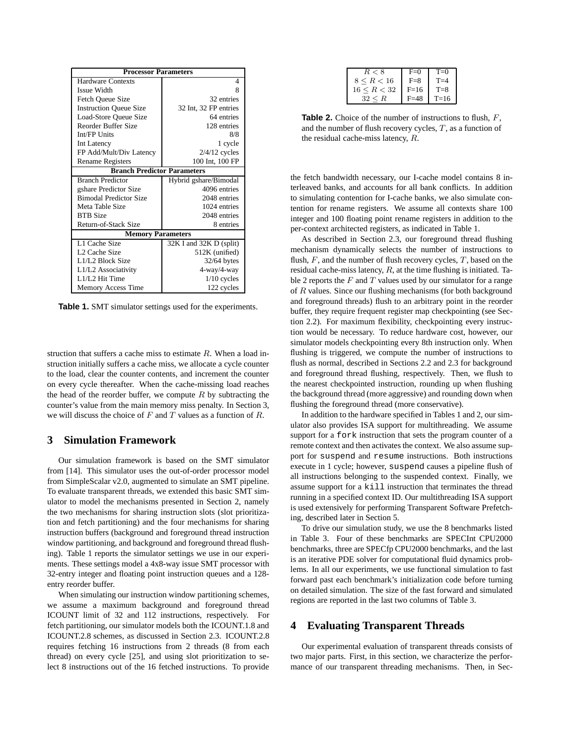| Processor Parameters | |
|---|---|
| Hardware Contexts | 4 |
| Issue Width | 8 |
| Fetch Queue Size | 32 entries |
| Instruction Queue Size | 32 Int, 32 FP entries |
| Load-Store Queue Size | 64 entries |
| Reorder Buffer Size | 128 entries |
| Int/FP Units | 8/8 |
| Int Latency | 1 cycle |
| FP Add/Mult/Div Latency | 2/4/12 cycles |
| Rename Registers | 100 Int, 100 FP |
| **Branch Predictor Parameters** | |
| Branch Predictor | Hybrid gshare/Bimodal |
| gshare Predictor Size | 4096 entries |
| Bimodal Predictor Size | 2048 entries |
| Meta Table Size | 1024 entries |
| BTB Size | 2048 entries |
| Return-of-Stack Size | 8 entries |
| **Memory Parameters** | |
| L1 Cache Size | 32K I and 32K D (split) |
| L2 Cache Size | 512K (unified) |
| L1/L2 Block Size | 32/64 bytes |
| L1/L2 Associativity | 4-way/4-way |
| L1/L2 Hit Time | 1/10 cycles |
| Memory Access Time | 122 cycles |

**Table 1.** SMT simulator settings used for the experiments.

struction that suffers a cache miss to estimate $R$. When a load instruction initially suffers a cache miss, we allocate a cycle counter to the load, clear the counter contents, and increment the counter on every cycle thereafter. When the cache-missing load reaches the head of the reorder buffer, we compute $R$ by subtracting the counter's value from the main memory miss penalty. In Section 3, we will discuss the choice of $F$ and $T$ values as a function of $R$.

## 3 Simulation Framework

Our simulation framework is based on the SMT simulator from [14]. This simulator uses the out-of-order processor model from SimpleScalar v2.0, augmented to simulate an SMT pipeline. To evaluate transparent threads, we extended this basic SMT simulator to model the mechanisms presented in Section 2, namely the two mechanisms for sharing instruction slots (slot prioritization and fetch partitioning) and the four mechanisms for sharing instruction buffers (background and foreground thread instruction window partitioning, and background and foreground thread flushing). Table 1 reports the simulator settings we use in our experiments. These settings model a 4x8-way issue SMT processor with 32-entry integer and floating point instruction queues and a 128-entry reorder buffer.

When simulating our instruction window partitioning schemes, we assume a maximum background and foreground thread ICOUNT limit of 32 and 112 instructions, respectively. For fetch partitioning, our simulator models both the ICOUNT.1.8 and ICOUNT.2.8 schemes, as discussed in Section 2.3. ICOUNT.2.8 requires fetching 16 instructions from 2 threads (8 from each thread) on every cycle [25], and using slot prioritization to select 8 instructions out of the 16 fetched instructions. To provide

| | | |
|---|---|---|
| $R < 8$ | F=0 | T=0 |
| $8 \leq R < 16$ | F=8 | T=4 |
| $16 \leq R < 32$ | F=16 | T=8 |
| $32 \leq R$ | F=48 | T=16 |

**Table 2.** Choice of the number of instructions to flush, $F$, and the number of flush recovery cycles, $T$, as a function of the residual cache-miss latency, $R$.

the fetch bandwidth necessary, our I-cache model contains 8 interleaved banks, and accounts for all bank conflicts. In addition to simulating contention for I-cache banks, we also simulate contention for rename registers. We assume all contexts share 100 integer and 100 floating point rename registers in addition to the per-context architected registers, as indicated in Table 1.

As described in Section 2.3, our foreground thread flushing mechanism dynamically selects the number of instructions to flush, $F$, and the number of flush recovery cycles, $T$, based on the residual cache-miss latency, $R$, at the time flushing is initiated. Table 2 reports the $F$ and $T$ values used by our simulator for a range of $R$ values. Since our flushing mechanisms (for both background and foreground threads) flush to an arbitrary point in the reorder buffer, they require frequent register map checkpointing (see Section 2.2). For maximum flexibility, checkpointing every instruction would be necessary. To reduce hardware cost, however, our simulator models checkpointing every 8th instruction only. When flushing is triggered, we compute the number of instructions to flush as normal, described in Sections 2.2 and 2.3 for background and foreground thread flushing, respectively. Then, we flush to the nearest checkpointed instruction, rounding up when flushing the background thread (more aggressive) and rounding down when flushing the foreground thread (more conservative).

In addition to the hardware specified in Tables 1 and 2, our simulator also provides ISA support for multithreading. We assume support for a `fork` instruction that sets the program counter of a remote context and then activates the context. We also assume support for `suspend` and `resume` instructions. Both instructions execute in 1 cycle; however, `suspend` causes a pipeline flush of all instructions belonging to the suspended context. Finally, we assume support for a `kill` instruction that terminates the thread running in a specified context ID. Our multithreading ISA support is used extensively for performing Transparent Software Prefetching, described later in Section 5.

To drive our simulation study, we use the 8 benchmarks listed in Table 3. Four of these benchmarks are SPECInt CPU2000 benchmarks, three are SPECfp CPU2000 benchmarks, and the last is an iterative PDE solver for computational fluid dynamics problems. In all our experiments, we use functional simulation to fast forward past each benchmark's initialization code before turning on detailed simulation. The size of the fast forward and simulated regions are reported in the last two columns of Table 3.

## 4 Evaluating Transparent Threads

Our experimental evaluation of transparent threads consists of two major parts. First, in this section, we characterize the performance of our transparent threading mechanisms. Then, in Sec-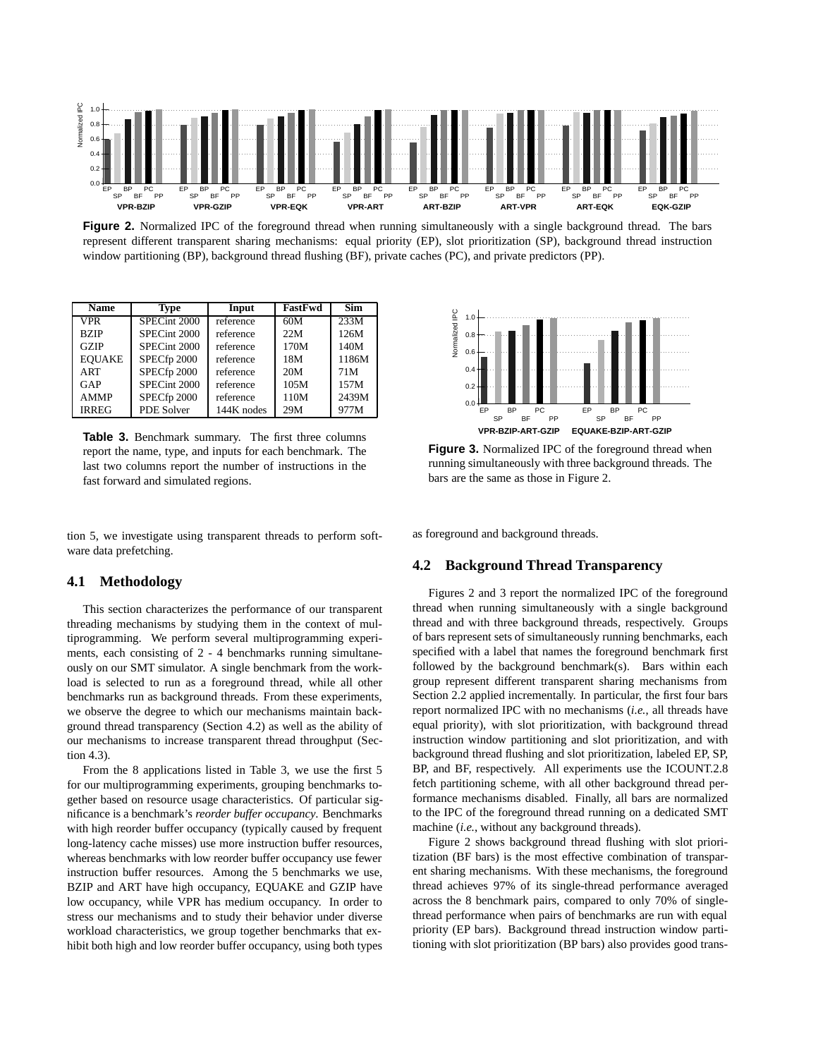**Figure 2.** Normalized IPC of the foreground thread when running simultaneously with a single background thread. The bars represent different transparent sharing mechanisms: equal priority (EP), slot prioritization (SP), background thread instruction window partitioning (BP), background thread flushing (BF), private caches (PC), and private predictors (PP).

| Name | Type | Input | FastFwd | Sim |
|---|---|---|---|---|
| VPR | SPECint 2000 | reference | 60M | 233M |
| BZIP | SPECint 2000 | reference | 22M | 126M |
| GZIP | SPECint 2000 | reference | 170M | 140M |
| EQUAKE | SPECfp 2000 | reference | 18M | 1186M |
| ART | SPECfp 2000 | reference | 20M | 71M |
| GAP | SPECint 2000 | reference | 105M | 157M |
| AMMP | SPECfp 2000 | reference | 110M | 2439M |
| IRREG | PDE Solver | 144K nodes | 29M | 977M |

**Table 3.** Benchmark summary. The first three columns report the name, type, and inputs for each benchmark. The last two columns report the number of instructions in the fast forward and simulated regions.

**Figure 3.** Normalized IPC of the foreground thread when running simultaneously with three background threads. The bars are the same as those in Figure 2.

tion 5, we investigate using transparent threads to perform software data prefetching.

## 4.1 Methodology

This section characterizes the performance of our transparent threading mechanisms by studying them in the context of multiprogramming. We perform several multiprogramming experiments, each consisting of 2 - 4 benchmarks running simultaneously on our SMT simulator. A single benchmark from the workload is selected to run as a foreground thread, while all other benchmarks run as background threads. From these experiments, we observe the degree to which our mechanisms maintain background thread transparency (Section 4.2) as well as the ability of our mechanisms to increase transparent thread throughput (Section 4.3).

From the 8 applications listed in Table 3, we use the first 5 for our multiprogramming experiments, grouping benchmarks together based on resource usage characteristics. Of particular significance is a benchmark's *reorder buffer occupancy*. Benchmarks with high reorder buffer occupancy (typically caused by frequent long-latency cache misses) use more instruction buffer resources, whereas benchmarks with low reorder buffer occupancy use fewer instruction buffer resources. Among the 5 benchmarks we use, BZIP and ART have high occupancy, EQUAKE and GZIP have low occupancy, while VPR has medium occupancy. In order to stress our mechanisms and to study their behavior under diverse workload characteristics, we group together benchmarks that exhibit both high and low reorder buffer occupancy, using both types as foreground and background threads.

## 4.2 Background Thread Transparency

Figures 2 and 3 report the normalized IPC of the foreground thread when running simultaneously with a single background thread and with three background threads, respectively. Groups of bars represent sets of simultaneously running benchmarks, each specified with a label that names the foreground benchmark first followed by the background benchmark(s). Bars within each group represent different transparent sharing mechanisms from Section 2.2 applied incrementally. In particular, the first four bars report normalized IPC with no mechanisms (*i.e.*, all threads have equal priority), with slot prioritization, with background thread instruction window partitioning and slot prioritization, and with background thread flushing and slot prioritization, labeled EP, SP, BP, and BF, respectively. All experiments use the ICOUNT.2.8 fetch partitioning scheme, with all other background thread performance mechanisms disabled. Finally, all bars are normalized to the IPC of the foreground thread running on a dedicated SMT machine (*i.e.*, without any background threads).

Figure 2 shows background thread flushing with slot prioritization (BF bars) is the most effective combination of transparent sharing mechanisms. With these mechanisms, the foreground thread achieves 97% of its single-thread performance averaged across the 8 benchmark pairs, compared to only 70% of single-thread performance when pairs of benchmarks are run with equal priority (EP bars). Background thread instruction window partitioning with slot prioritization (BP bars) also provides good trans-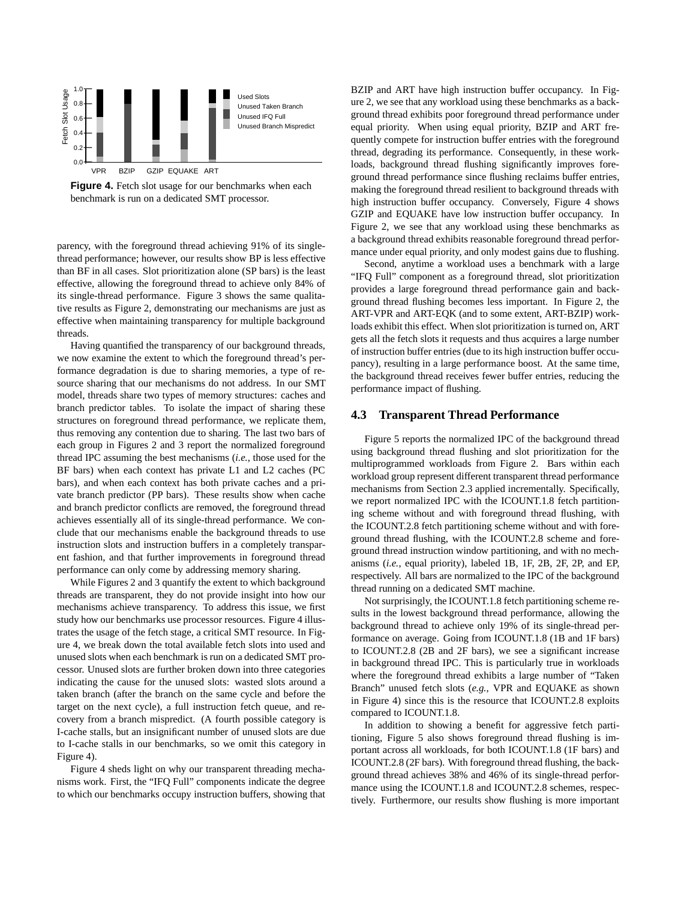**Figure 4.** Fetch slot usage for our benchmarks when each benchmark is run on a dedicated SMT processor.

parency, with the foreground thread achieving 91% of its single-thread performance; however, our results show BP is less effective than BF in all cases. Slot prioritization alone (SP bars) is the least effective, allowing the foreground thread to achieve only 84% of its single-thread performance. Figure 3 shows the same qualitative results as Figure 2, demonstrating our mechanisms are just as effective when maintaining transparency for multiple background threads.

Having quantified the transparency of our background threads, we now examine the extent to which the foreground thread's performance degradation is due to sharing memories, a type of resource sharing that our mechanisms do not address. In our SMT model, threads share two types of memory structures: caches and branch predictor tables. To isolate the impact of sharing these structures on foreground thread performance, we replicate them, thus removing any contention due to sharing. The last two bars of each group in Figures 2 and 3 report the normalized foreground thread IPC assuming the best mechanisms (*i.e.*, those used for the BF bars) when each context has private L1 and L2 caches (PC bars), and when each context has both private caches and a private branch predictor (PP bars). These results show when cache and branch predictor conflicts are removed, the foreground thread achieves essentially all of its single-thread performance. We conclude that our mechanisms enable the background threads to use instruction slots and instruction buffers in a completely transparent fashion, and that further improvements in foreground thread performance can only come by addressing memory sharing.

While Figures 2 and 3 quantify the extent to which background threads are transparent, they do not provide insight into how our mechanisms achieve transparency. To address this issue, we first study how our benchmarks use processor resources. Figure 4 illustrates the usage of the fetch stage, a critical SMT resource. In Figure 4, we break down the total available fetch slots into used and unused slots when each benchmark is run on a dedicated SMT processor. Unused slots are further broken down into three categories indicating the cause for the unused slots: wasted slots around a taken branch (after the branch on the same cycle and before the target on the next cycle), a full instruction fetch queue, and recovery from a branch mispredict. (A fourth possible category is I-cache stalls, but an insignificant number of unused slots are due to I-cache stalls in our benchmarks, so we omit this category in Figure 4).

Figure 4 sheds light on why our transparent threading mechanisms work. First, the "IFQ Full" components indicate the degree to which our benchmarks occupy instruction buffers, showing that BZIP and ART have high instruction buffer occupancy. In Figure 2, we see that any workload using these benchmarks as a background thread exhibits poor foreground thread performance under equal priority. When using equal priority, BZIP and ART frequently compete for instruction buffer entries with the foreground thread, degrading its performance. Consequently, in these workloads, background thread flushing significantly improves foreground thread performance since flushing reclaims buffer entries, making the foreground thread resilient to background threads with high instruction buffer occupancy. Conversely, Figure 4 shows GZIP and EQUAKE have low instruction buffer occupancy. In Figure 2, we see that any workload using these benchmarks as a background thread exhibits reasonable foreground thread performance under equal priority, and only modest gains due to flushing.

Second, anytime a workload uses a benchmark with a large "IFQ Full" component as a foreground thread, slot prioritization provides a large foreground thread performance gain and background thread flushing becomes less important. In Figure 2, the ART-VPR and ART-EQK (and to some extent, ART-BZIP) workloads exhibit this effect. When slot prioritization is turned on, ART gets all the fetch slots it requests and thus acquires a large number of instruction buffer entries (due to its high instruction buffer occupancy), resulting in a large performance boost. At the same time, the background thread receives fewer buffer entries, reducing the performance impact of flushing.

## 4.3 Transparent Thread Performance

Figure 5 reports the normalized IPC of the background thread using background thread flushing and slot prioritization for the multiprogrammed workloads from Figure 2. Bars within each workload group represent different transparent thread performance mechanisms from Section 2.3 applied incrementally. Specifically, we report normalized IPC with the ICOUNT.1.8 fetch partitioning scheme without and with foreground thread flushing, with the ICOUNT.2.8 fetch partitioning scheme without and with foreground thread flushing, with the ICOUNT.2.8 scheme and foreground thread instruction window partitioning, and with no mechanisms (*i.e.*, equal priority), labeled 1B, 1F, 2B, 2F, 2P, and EP, respectively. All bars are normalized to the IPC of the background thread running on a dedicated SMT machine.

Not surprisingly, the ICOUNT.1.8 fetch partitioning scheme results in the lowest background thread performance, allowing the background thread to achieve only 19% of its single-thread performance on average. Going from ICOUNT.1.8 (1B and 1F bars) to ICOUNT.2.8 (2B and 2F bars), we see a significant increase in background thread IPC. This is particularly true in workloads where the foreground thread exhibits a large number of "Taken Branch" unused fetch slots (*e.g.*, VPR and EQUAKE as shown in Figure 4) since this is the resource that ICOUNT.2.8 exploits compared to ICOUNT.1.8.

In addition to showing a benefit for aggressive fetch partitioning, Figure 5 also shows foreground thread flushing is important across all workloads, for both ICOUNT.1.8 (1F bars) and ICOUNT.2.8 (2F bars). With foreground thread flushing, the background thread achieves 38% and 46% of its single-thread performance using the ICOUNT.1.8 and ICOUNT.2.8 schemes, respectively. Furthermore, our results show flushing is more important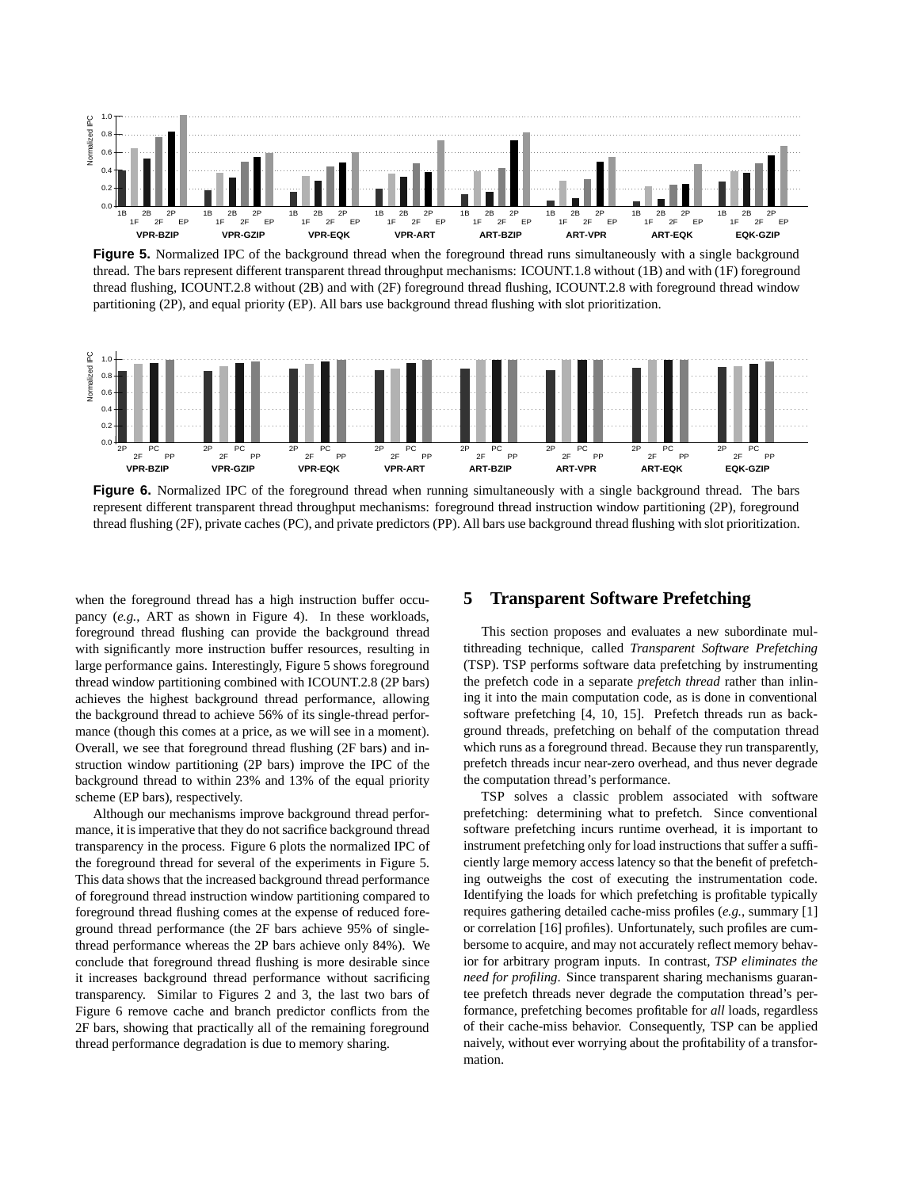**Figure 5.** Normalized IPC of the background thread when the foreground thread runs simultaneously with a single background thread. The bars represent different transparent thread throughput mechanisms: ICOUNT.1.8 without (1B) and with (1F) foreground thread flushing, ICOUNT.2.8 without (2B) and with (2F) foreground thread flushing, ICOUNT.2.8 with foreground thread window partitioning (2P), and equal priority (EP). All bars use background thread flushing with slot prioritization.

**Figure 6.** Normalized IPC of the foreground thread when running simultaneously with a single background thread. The bars represent different transparent thread throughput mechanisms: foreground thread instruction window partitioning (2P), foreground thread flushing (2F), private caches (PC), and private predictors (PP). All bars use background thread flushing with slot prioritization.

when the foreground thread has a high instruction buffer occupancy (*e.g.*, ART as shown in Figure 4). In these workloads, foreground thread flushing can provide the background thread with significantly more instruction buffer resources, resulting in large performance gains. Interestingly, Figure 5 shows foreground thread window partitioning combined with ICOUNT.2.8 (2P bars) achieves the highest background thread performance, allowing the background thread to achieve 56% of its single-thread performance (though this comes at a price, as we will see in a moment). Overall, we see that foreground thread flushing (2F bars) and instruction window partitioning (2P bars) improve the IPC of the background thread to within 23% and 13% of the equal priority scheme (EP bars), respectively.

Although our mechanisms improve background thread performance, it is imperative that they do not sacrifice background thread transparency in the process. Figure 6 plots the normalized IPC of the foreground thread for several of the experiments in Figure 5. This data shows that the increased background thread performance of foreground thread instruction window partitioning compared to foreground thread flushing comes at the expense of reduced foreground thread performance (the 2F bars achieve 95% of single-thread performance whereas the 2P bars achieve only 84%). We conclude that foreground thread flushing is more desirable since it increases background thread performance without sacrificing transparency. Similar to Figures 2 and 3, the last two bars of Figure 6 remove cache and branch predictor conflicts from the 2F bars, showing that practically all of the remaining foreground thread performance degradation is due to memory sharing.

## 5 Transparent Software Prefetching

This section proposes and evaluates a new subordinate multithreading technique, called *Transparent Software Prefetching* (TSP). TSP performs software data prefetching by instrumenting the prefetch code in a separate *prefetch thread* rather than inlining it into the main computation code, as is done in conventional software prefetching [4, 10, 15]. Prefetch threads run as background threads, prefetching on behalf of the computation thread which runs as a foreground thread. Because they run transparently, prefetch threads incur near-zero overhead, and thus never degrade the computation thread's performance.

TSP solves a classic problem associated with software prefetching: determining what to prefetch. Since conventional software prefetching incurs runtime overhead, it is important to instrument prefetching only for load instructions that suffer a sufficiently large memory access latency so that the benefit of prefetching outweighs the cost of executing the instrumentation code. Identifying the loads for which prefetching is profitable typically requires gathering detailed cache-miss profiles (*e.g.*, summary [1] or correlation [16] profiles). Unfortunately, such profiles are cumbersome to acquire, and may not accurately reflect memory behavior for arbitrary program inputs. In contrast, *TSP eliminates the need for profiling*. Since transparent sharing mechanisms guarantee prefetch threads never degrade the computation thread's performance, prefetching becomes profitable for *all* loads, regardless of their cache-miss behavior. Consequently, TSP can be applied naively, without ever worrying about the profitability of a transformation.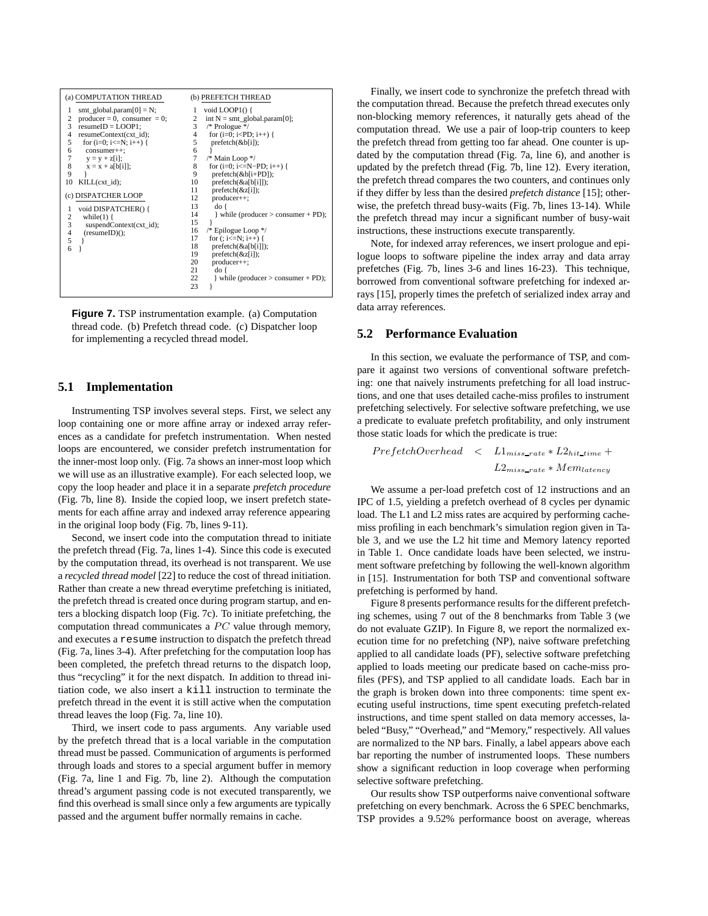(a) COMPUTATION THREAD

```
1   smt_global.param[0] = N;
2   producer = 0, consumer = 0;
3   resumeID = LOOP1;
4   resumeContext(cxt_id);
5     for (i=0; i<=N; i++) {
6       consumer++;
7       y = y + z[i];
8       x = x + a[b[i]];
9     }
10  KILL(cxt_id);
```

(c) DISPATCHER LOOP

```
1   void DISPATCHER() {
2     while(1) {
3       suspendContext(cxt_id);
4       (resumeID)();
5     }
6   }
```

(b) PREFETCH THREAD

```
1   void LOOP1() {
2     int N = smt_global.param[0];
3     /* Prologue */
4     for (i=0; i<PD; i++) {
5       prefetch(&b[i]);
6     }
7     /* Main Loop */
8     for (i=0; i<=N−PD; i++) {
9       prefetch(&b[i+PD]);
10      prefetch(&a[b[i]]);
11      prefetch(&z[i]);
12      producer++;
13      do {
14      } while (producer > consumer + PD);
15    }
16    /* Epilogue Loop */
17    for (; i<=N; i++) {
18      prefetch(&a[b[i]]);
19      prefetch(&z[i]);
20      producer++;
21      do {
22      } while (producer > consumer + PD);
23    }
```

**Figure 7.** TSP instrumentation example. (a) Computation thread code. (b) Prefetch thread code. (c) Dispatcher loop for implementing a recycled thread model.

## 5.1 Implementation

Instrumenting TSP involves several steps. First, we select any loop containing one or more affine array or indexed array references as a candidate for prefetch instrumentation. When nested loops are encountered, we consider prefetch instrumentation for the inner-most loop only. (Fig. 7a shows an inner-most loop which we will use as an illustrative example). For each selected loop, we copy the loop header and place it in a separate *prefetch procedure* (Fig. 7b, line 8). Inside the copied loop, we insert prefetch statements for each affine array and indexed array reference appearing in the original loop body (Fig. 7b, lines 9-11).

Second, we insert code into the computation thread to initiate the prefetch thread (Fig. 7a, lines 1-4). Since this code is executed by the computation thread, its overhead is not transparent. We use a *recycled thread model* [22] to reduce the cost of thread initiation. Rather than create a new thread everytime prefetching is initiated, the prefetch thread is created once during program startup, and enters a blocking dispatch loop (Fig. 7c). To initiate prefetching, the computation thread communicates a $PC$ value through memory, and executes a `resume` instruction to dispatch the prefetch thread (Fig. 7a, lines 3-4). After prefetching for the computation loop has been completed, the prefetch thread returns to the dispatch loop, thus "recycling" it for the next dispatch. In addition to thread initiation code, we also insert a `kill` instruction to terminate the prefetch thread in the event it is still active when the computation thread leaves the loop (Fig. 7a, line 10).

Third, we insert code to pass arguments. Any variable used by the prefetch thread that is a local variable in the computation thread must be passed. Communication of arguments is performed through loads and stores to a special argument buffer in memory (Fig. 7a, line 1 and Fig. 7b, line 2). Although the computation thread's argument passing code is not executed transparently, we find this overhead is small since only a few arguments are typically passed and the argument buffer normally remains in cache.

Finally, we insert code to synchronize the prefetch thread with the computation thread. Because the prefetch thread executes only non-blocking memory references, it naturally gets ahead of the computation thread. We use a pair of loop-trip counters to keep the prefetch thread from getting too far ahead. One counter is updated by the computation thread (Fig. 7a, line 6), and another is updated by the prefetch thread (Fig. 7b, line 12). Every iteration, the prefetch thread compares the two counters, and continues only if they differ by less than the desired *prefetch distance* [15]; otherwise, the prefetch thread busy-waits (Fig. 7b, lines 13-14). While the prefetch thread may incur a significant number of busy-wait instructions, these instructions execute transparently.

Note, for indexed array references, we insert prologue and epilogue loops to software pipeline the index array and data array prefetches (Fig. 7b, lines 3-6 and lines 16-23). This technique, borrowed from conventional software prefetching for indexed arrays [15], properly times the prefetch of serialized index array and data array references.

## 5.2 Performance Evaluation

In this section, we evaluate the performance of TSP, and compare it against two versions of conventional software prefetching: one that naively instruments prefetching for all load instructions, and one that uses detailed cache-miss profiles to instrument prefetching selectively. For selective software prefetching, we use a predicate to evaluate prefetch profitability, and only instrument those static loads for which the predicate is true:

$$PrefetchOverhead < L1_{miss\_rate} * L2_{hit\_time} + L2_{miss\_rate} * Mem_{latency}$$

We assume a per-load prefetch cost of 12 instructions and an IPC of 1.5, yielding a prefetch overhead of 8 cycles per dynamic load. The L1 and L2 miss rates are acquired by performing cache-miss profiling in each benchmark's simulation region given in Table 3, and we use the L2 hit time and Memory latency reported in Table 1. Once candidate loads have been selected, we instrument software prefetching by following the well-known algorithm in [15]. Instrumentation for both TSP and conventional software prefetching is performed by hand.

Figure 8 presents performance results for the different prefetching schemes, using 7 out of the 8 benchmarks from Table 3 (we do not evaluate GZIP). In Figure 8, we report the normalized execution time for no prefetching (NP), naive software prefetching applied to all candidate loads (PF), selective software prefetching applied to loads meeting our predicate based on cache-miss profiles (PFS), and TSP applied to all candidate loads. Each bar in the graph is broken down into three components: time spent executing useful instructions, time spent executing prefetch-related instructions, and time spent stalled on data memory accesses, labeled "Busy," "Overhead," and "Memory," respectively. All values are normalized to the NP bars. Finally, a label appears above each bar reporting the number of instrumented loops. These numbers show a significant reduction in loop coverage when performing selective software prefetching.

Our results show TSP outperforms naive conventional software prefetching on every benchmark. Across the 6 SPEC benchmarks, TSP provides a 9.52% performance boost on average, whereas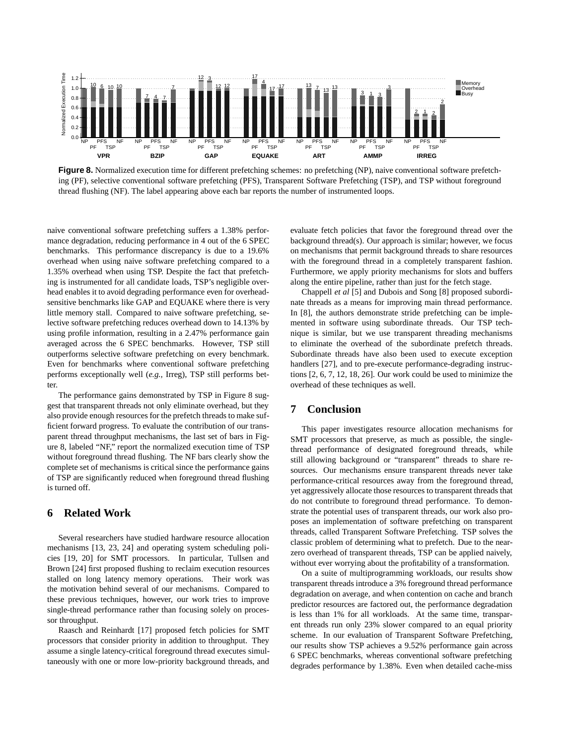**Figure 8.** Normalized execution time for different prefetching schemes: no prefetching (NP), naive conventional software prefetching (PF), selective conventional software prefetching (PFS), Transparent Software Prefetching (TSP), and TSP without foreground thread flushing (NF). The label appearing above each bar reports the number of instrumented loops.

naive conventional software prefetching suffers a 1.38% performance degradation, reducing performance in 4 out of the 6 SPEC benchmarks. This performance discrepancy is due to a 19.6% overhead when using naive software prefetching compared to a 1.35% overhead when using TSP. Despite the fact that prefetching is instrumented for all candidate loads, TSP's negligible overhead enables it to avoid degrading performance even for overhead-sensitive benchmarks like GAP and EQUAKE where there is very little memory stall. Compared to naive software prefetching, selective software prefetching reduces overhead down to 14.13% by using profile information, resulting in a 2.47% performance gain averaged across the 6 SPEC benchmarks. However, TSP still outperforms selective software prefetching on every benchmark. Even for benchmarks where conventional software prefetching performs exceptionally well (*e.g.,* Irreg), TSP still performs better.

The performance gains demonstrated by TSP in Figure 8 suggest that transparent threads not only eliminate overhead, but they also provide enough resources for the prefetch threads to make sufficient forward progress. To evaluate the contribution of our transparent thread throughput mechanisms, the last set of bars in Figure 8, labeled "NF," report the normalized execution time of TSP without foreground thread flushing. The NF bars clearly show the complete set of mechanisms is critical since the performance gains of TSP are significantly reduced when foreground thread flushing is turned off.

## 6 Related Work

Several researchers have studied hardware resource allocation mechanisms [13, 23, 24] and operating system scheduling policies [19, 20] for SMT processors. In particular, Tullsen and Brown [24] first proposed flushing to reclaim execution resources stalled on long latency memory operations. Their work was the motivation behind several of our mechanisms. Compared to these previous techniques, however, our work tries to improve single-thread performance rather than focusing solely on processor throughput.

Raasch and Reinhardt [17] proposed fetch policies for SMT processors that consider priority in addition to throughput. They assume a single latency-critical foreground thread executes simultaneously with one or more low-priority background threads, and evaluate fetch policies that favor the foreground thread over the background thread(s). Our approach is similar; however, we focus on mechanisms that permit background threads to share resources with the foreground thread in a completely transparent fashion. Furthermore, we apply priority mechanisms for slots and buffers along the entire pipeline, rather than just for the fetch stage.

Chappell *et al* [5] and Dubois and Song [8] proposed subordinate threads as a means for improving main thread performance. In [8], the authors demonstrate stride prefetching can be implemented in software using subordinate threads. Our TSP technique is similar, but we use transparent threading mechanisms to eliminate the overhead of the subordinate prefetch threads. Subordinate threads have also been used to execute exception handlers [27], and to pre-execute performance-degrading instructions [2, 6, 7, 12, 18, 26]. Our work could be used to minimize the overhead of these techniques as well.

## 7 Conclusion

This paper investigates resource allocation mechanisms for SMT processors that preserve, as much as possible, the single-thread performance of designated foreground threads, while still allowing background or "transparent" threads to share resources. Our mechanisms ensure transparent threads never take performance-critical resources away from the foreground thread, yet aggressively allocate those resources to transparent threads that do not contribute to foreground thread performance. To demonstrate the potential uses of transparent threads, our work also proposes an implementation of software prefetching on transparent threads, called Transparent Software Prefetching. TSP solves the classic problem of determining what to prefetch. Due to the near-zero overhead of transparent threads, TSP can be applied naively, without ever worrying about the profitability of a transformation.

On a suite of multiprogramming workloads, our results show transparent threads introduce a 3% foreground thread performance degradation on average, and when contention on cache and branch predictor resources are factored out, the performance degradation is less than 1% for all workloads. At the same time, transparent threads run only 23% slower compared to an equal priority scheme. In our evaluation of Transparent Software Prefetching, our results show TSP achieves a 9.52% performance gain across 6 SPEC benchmarks, whereas conventional software prefetching degrades performance by 1.38%. Even when detailed cache-miss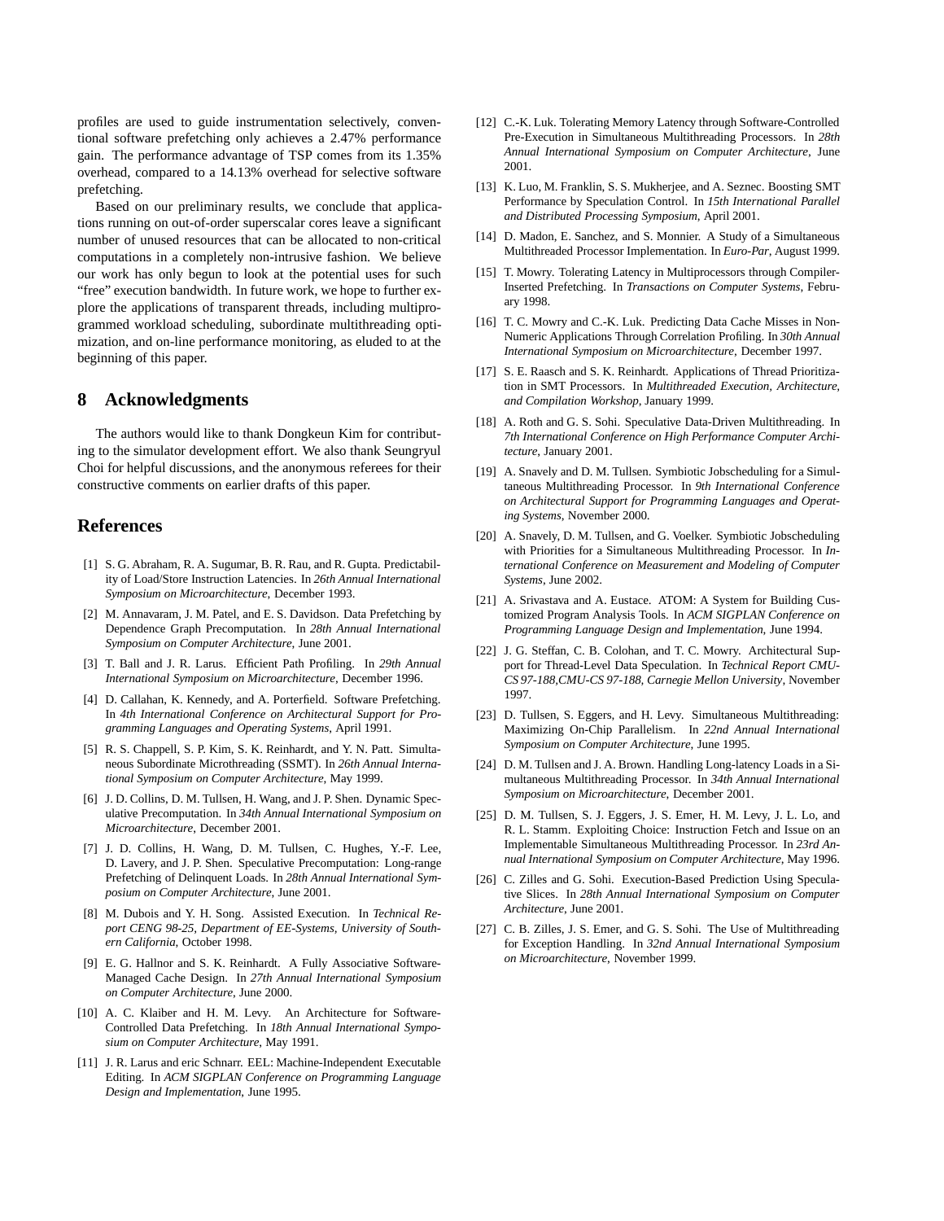profiles are used to guide instrumentation selectively, conventional software prefetching only achieves a 2.47% performance gain. The performance advantage of TSP comes from its 1.35% overhead, compared to a 14.13% overhead for selective software prefetching.

Based on our preliminary results, we conclude that applications running on out-of-order superscalar cores leave a significant number of unused resources that can be allocated to non-critical computations in a completely non-intrusive fashion. We believe our work has only begun to look at the potential uses for such "free" execution bandwidth. In future work, we hope to further explore the applications of transparent threads, including multiprogrammed workload scheduling, subordinate multithreading optimization, and on-line performance monitoring, as eluded to at the beginning of this paper.

## 8 Acknowledgments

The authors would like to thank Dongkeun Kim for contributing to the simulator development effort. We also thank Seungryul Choi for helpful discussions, and the anonymous referees for their constructive comments on earlier drafts of this paper.

## References

[1] S. G. Abraham, R. A. Sugumar, B. R. Rau, and R. Gupta. Predictability of Load/Store Instruction Latencies. In *26th Annual International Symposium on Microarchitecture*, December 1993.

[2] M. Annavaram, J. M. Patel, and E. S. Davidson. Data Prefetching by Dependence Graph Precomputation. In *28th Annual International Symposium on Computer Architecture*, June 2001.

[3] T. Ball and J. R. Larus. Efficient Path Profiling. In *29th Annual International Symposium on Microarchitecture*, December 1996.

[4] D. Callahan, K. Kennedy, and A. Porterfield. Software Prefetching. In *4th International Conference on Architectural Support for Programming Languages and Operating Systems*, April 1991.

[5] R. S. Chappell, S. P. Kim, S. K. Reinhardt, and Y. N. Patt. Simultaneous Subordinate Microthreading (SSMT). In *26th Annual International Symposium on Computer Architecture*, May 1999.

[6] J. D. Collins, D. M. Tullsen, H. Wang, and J. P. Shen. Dynamic Speculative Precomputation. In *34th Annual International Symposium on Microarchitecture*, December 2001.

[7] J. D. Collins, H. Wang, D. M. Tullsen, C. Hughes, Y.-F. Lee, D. Lavery, and J. P. Shen. Speculative Precomputation: Long-range Prefetching of Delinquent Loads. In *28th Annual International Symposium on Computer Architecture*, June 2001.

[8] M. Dubois and Y. H. Song. Assisted Execution. In *Technical Report CENG 98-25, Department of EE-Systems, University of Southern California*, October 1998.

[9] E. G. Hallnor and S. K. Reinhardt. A Fully Associative Software-Managed Cache Design. In *27th Annual International Symposium on Computer Architecture*, June 2000.

[10] A. C. Klaiber and H. M. Levy. An Architecture for Software-Controlled Data Prefetching. In *18th Annual International Symposium on Computer Architecture*, May 1991.

[11] J. R. Larus and eric Schnarr. EEL: Machine-Independent Executable Editing. In *ACM SIGPLAN Conference on Programming Language Design and Implementation*, June 1995.

[12] C.-K. Luk. Tolerating Memory Latency through Software-Controlled Pre-Execution in Simultaneous Multithreading Processors. In *28th Annual International Symposium on Computer Architecture*, June 2001.

[13] K. Luo, M. Franklin, S. S. Mukherjee, and A. Seznec. Boosting SMT Performance by Speculation Control. In *15th International Parallel and Distributed Processing Symposium*, April 2001.

[14] D. Madon, E. Sanchez, and S. Monnier. A Study of a Simultaneous Multithreaded Processor Implementation. In *Euro-Par*, August 1999.

[15] T. Mowry. Tolerating Latency in Multiprocessors through Compiler-Inserted Prefetching. In *Transactions on Computer Systems*, February 1998.

[16] T. C. Mowry and C.-K. Luk. Predicting Data Cache Misses in Non-Numeric Applications Through Correlation Profiling. In *30th Annual International Symposium on Microarchitecture*, December 1997.

[17] S. E. Raasch and S. K. Reinhardt. Applications of Thread Prioritization in SMT Processors. In *Multithreaded Execution, Architecture, and Compilation Workshop*, January 1999.

[18] A. Roth and G. S. Sohi. Speculative Data-Driven Multithreading. In *7th International Conference on High Performance Computer Architecture*, January 2001.

[19] A. Snavely and D. M. Tullsen. Symbiotic Jobscheduling for a Simultaneous Multithreading Processor. In *9th International Conference on Architectural Support for Programming Languages and Operating Systems*, November 2000.

[20] A. Snavely, D. M. Tullsen, and G. Voelker. Symbiotic Jobscheduling with Priorities for a Simultaneous Multithreading Processor. In *International Conference on Measurement and Modeling of Computer Systems*, June 2002.

[21] A. Srivastava and A. Eustace. ATOM: A System for Building Customized Program Analysis Tools. In *ACM SIGPLAN Conference on Programming Language Design and Implementation*, June 1994.

[22] J. G. Steffan, C. B. Colohan, and T. C. Mowry. Architectural Support for Thread-Level Data Speculation. In *Technical Report CMU-CS 97-188,CMU-CS 97-188, Carnegie Mellon University*, November 1997.

[23] D. Tullsen, S. Eggers, and H. Levy. Simultaneous Multithreading: Maximizing On-Chip Parallelism. In *22nd Annual International Symposium on Computer Architecture*, June 1995.

[24] D. M. Tullsen and J. A. Brown. Handling Long-latency Loads in a Simultaneous Multithreading Processor. In *34th Annual International Symposium on Microarchitecture*, December 2001.

[25] D. M. Tullsen, S. J. Eggers, J. S. Emer, H. M. Levy, J. L. Lo, and R. L. Stamm. Exploiting Choice: Instruction Fetch and Issue on an Implementable Simultaneous Multithreading Processor. In *23rd Annual International Symposium on Computer Architecture*, May 1996.

[26] C. Zilles and G. Sohi. Execution-Based Prediction Using Speculative Slices. In *28th Annual International Symposium on Computer Architecture*, June 2001.

[27] C. B. Zilles, J. S. Emer, and G. S. Sohi. The Use of Multithreading for Exception Handling. In *32nd Annual International Symposium on Microarchitecture*, November 1999.